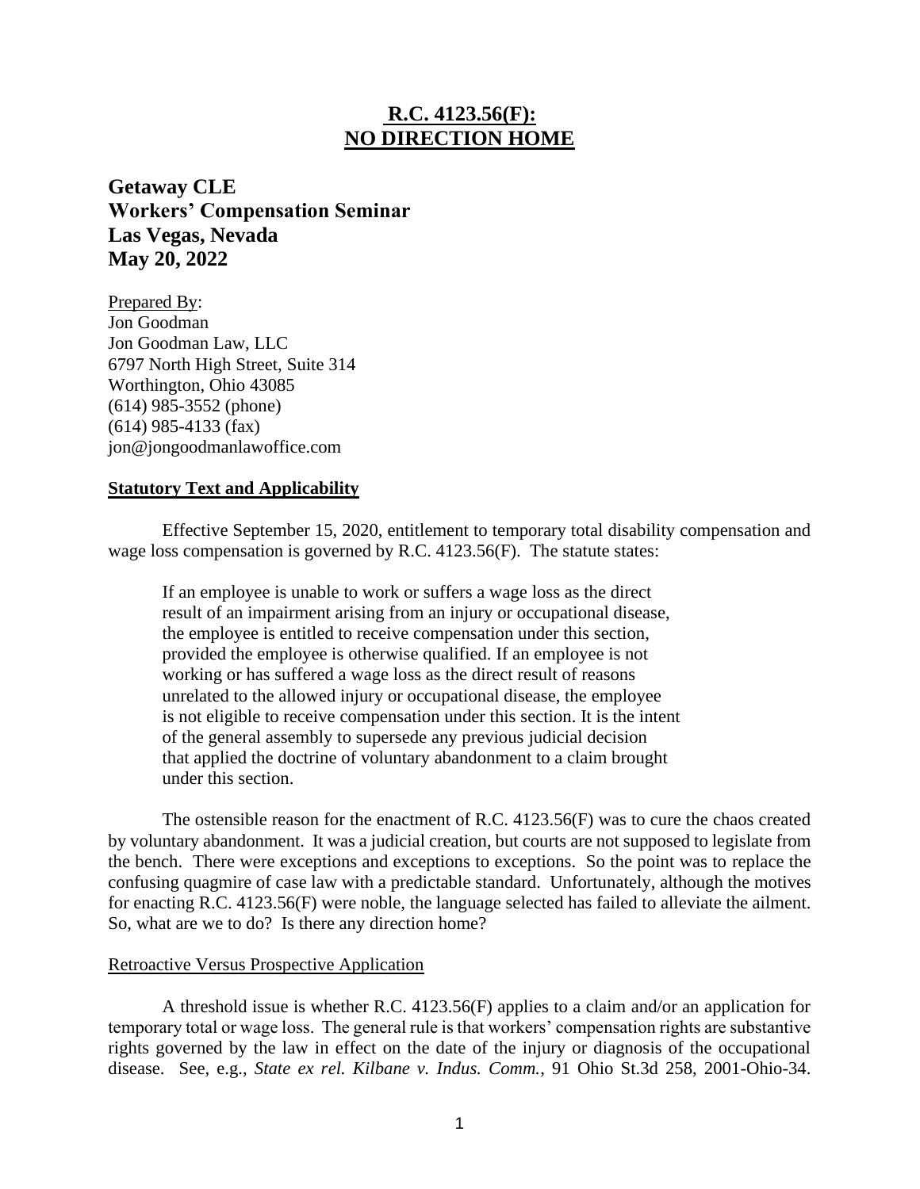# R.C. 4123.56(F):
# NO DIRECTION HOME

**Getaway CLE**
**Workers' Compensation Seminar**
**Las Vegas, Nevada**
**May 20, 2022**

Prepared By:
Jon Goodman
Jon Goodman Law, LLC
6797 North High Street, Suite 314
Worthington, Ohio 43085
(614) 985-3552 (phone)
(614) 985-4133 (fax)
jon@jongoodmanlawoffice.com

## Statutory Text and Applicability

Effective September 15, 2020, entitlement to temporary total disability compensation and wage loss compensation is governed by R.C. 4123.56(F). The statute states:

> If an employee is unable to work or suffers a wage loss as the direct result of an impairment arising from an injury or occupational disease, the employee is entitled to receive compensation under this section, provided the employee is otherwise qualified. If an employee is not working or has suffered a wage loss as the direct result of reasons unrelated to the allowed injury or occupational disease, the employee is not eligible to receive compensation under this section. It is the intent of the general assembly to supersede any previous judicial decision that applied the doctrine of voluntary abandonment to a claim brought under this section.

The ostensible reason for the enactment of R.C. 4123.56(F) was to cure the chaos created by voluntary abandonment. It was a judicial creation, but courts are not supposed to legislate from the bench. There were exceptions and exceptions to exceptions. So the point was to replace the confusing quagmire of case law with a predictable standard. Unfortunately, although the motives for enacting R.C. 4123.56(F) were noble, the language selected has failed to alleviate the ailment. So, what are we to do? Is there any direction home?

### Retroactive Versus Prospective Application

A threshold issue is whether R.C. 4123.56(F) applies to a claim and/or an application for temporary total or wage loss. The general rule is that workers' compensation rights are substantive rights governed by the law in effect on the date of the injury or diagnosis of the occupational disease. See, e.g., *State ex rel. Kilbane v. Indus. Comm.*, 91 Ohio St.3d 258, 2001-Ohio-34.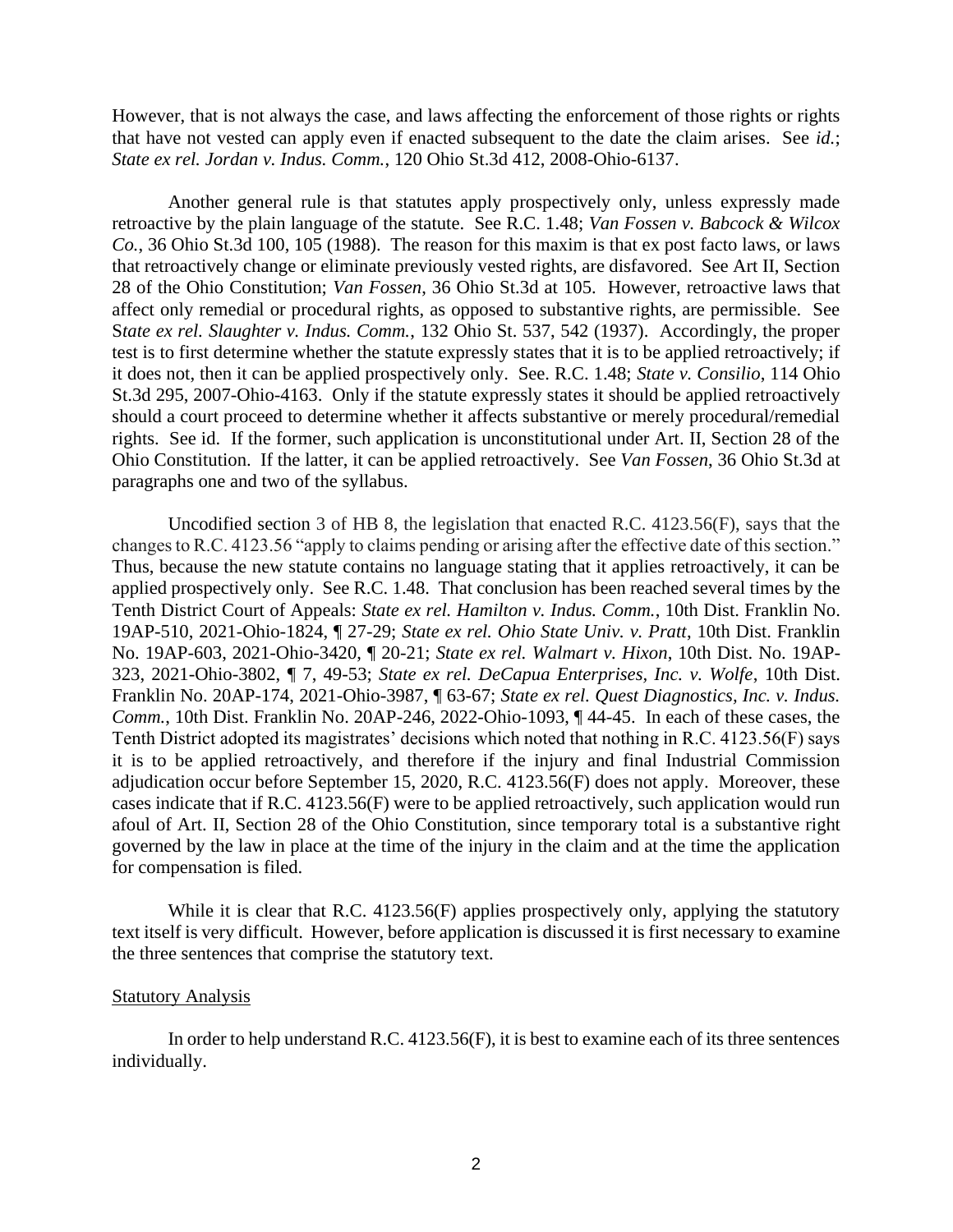However, that is not always the case, and laws affecting the enforcement of those rights or rights that have not vested can apply even if enacted subsequent to the date the claim arises. See *id.*; *State ex rel. Jordan v. Indus. Comm.*, 120 Ohio St.3d 412, 2008-Ohio-6137.

Another general rule is that statutes apply prospectively only, unless expressly made retroactive by the plain language of the statute. See R.C. 1.48; *Van Fossen v. Babcock & Wilcox Co.*, 36 Ohio St.3d 100, 105 (1988). The reason for this maxim is that ex post facto laws, or laws that retroactively change or eliminate previously vested rights, are disfavored. See Art II, Section 28 of the Ohio Constitution; *Van Fossen*, 36 Ohio St.3d at 105. However, retroactive laws that affect only remedial or procedural rights, as opposed to substantive rights, are permissible. See S*tate ex rel. Slaughter v. Indus. Comm.*, 132 Ohio St. 537, 542 (1937). Accordingly, the proper test is to first determine whether the statute expressly states that it is to be applied retroactively; if it does not, then it can be applied prospectively only. See. R.C. 1.48; *State v. Consilio*, 114 Ohio St.3d 295, 2007-Ohio-4163. Only if the statute expressly states it should be applied retroactively should a court proceed to determine whether it affects substantive or merely procedural/remedial rights. See id. If the former, such application is unconstitutional under Art. II, Section 28 of the Ohio Constitution. If the latter, it can be applied retroactively. See *Van Fossen*, 36 Ohio St.3d at paragraphs one and two of the syllabus.

Uncodified section 3 of HB 8, the legislation that enacted R.C. 4123.56(F), says that the changes to R.C. 4123.56 "apply to claims pending or arising after the effective date of this section." Thus, because the new statute contains no language stating that it applies retroactively, it can be applied prospectively only. See R.C. 1.48. That conclusion has been reached several times by the Tenth District Court of Appeals: *State ex rel. Hamilton v. Indus. Comm.*, 10th Dist. Franklin No. 19AP-510, 2021-Ohio-1824, ¶ 27-29; *State ex rel. Ohio State Univ. v. Pratt*, 10th Dist. Franklin No. 19AP-603, 2021-Ohio-3420, ¶ 20-21; *State ex rel. Walmart v. Hixon*, 10th Dist. No. 19AP-323, 2021-Ohio-3802, ¶ 7, 49-53; *State ex rel. DeCapua Enterprises, Inc. v. Wolfe*, 10th Dist. Franklin No. 20AP-174, 2021-Ohio-3987, ¶ 63-67; *State ex rel. Quest Diagnostics, Inc. v. Indus. Comm.*, 10th Dist. Franklin No. 20AP-246, 2022-Ohio-1093, ¶ 44-45. In each of these cases, the Tenth District adopted its magistrates' decisions which noted that nothing in R.C. 4123.56(F) says it is to be applied retroactively, and therefore if the injury and final Industrial Commission adjudication occur before September 15, 2020, R.C. 4123.56(F) does not apply. Moreover, these cases indicate that if R.C. 4123.56(F) were to be applied retroactively, such application would run afoul of Art. II, Section 28 of the Ohio Constitution, since temporary total is a substantive right governed by the law in place at the time of the injury in the claim and at the time the application for compensation is filed.

While it is clear that R.C. 4123.56(F) applies prospectively only, applying the statutory text itself is very difficult. However, before application is discussed it is first necessary to examine the three sentences that comprise the statutory text.

## Statutory Analysis

In order to help understand R.C. 4123.56(F), it is best to examine each of its three sentences individually.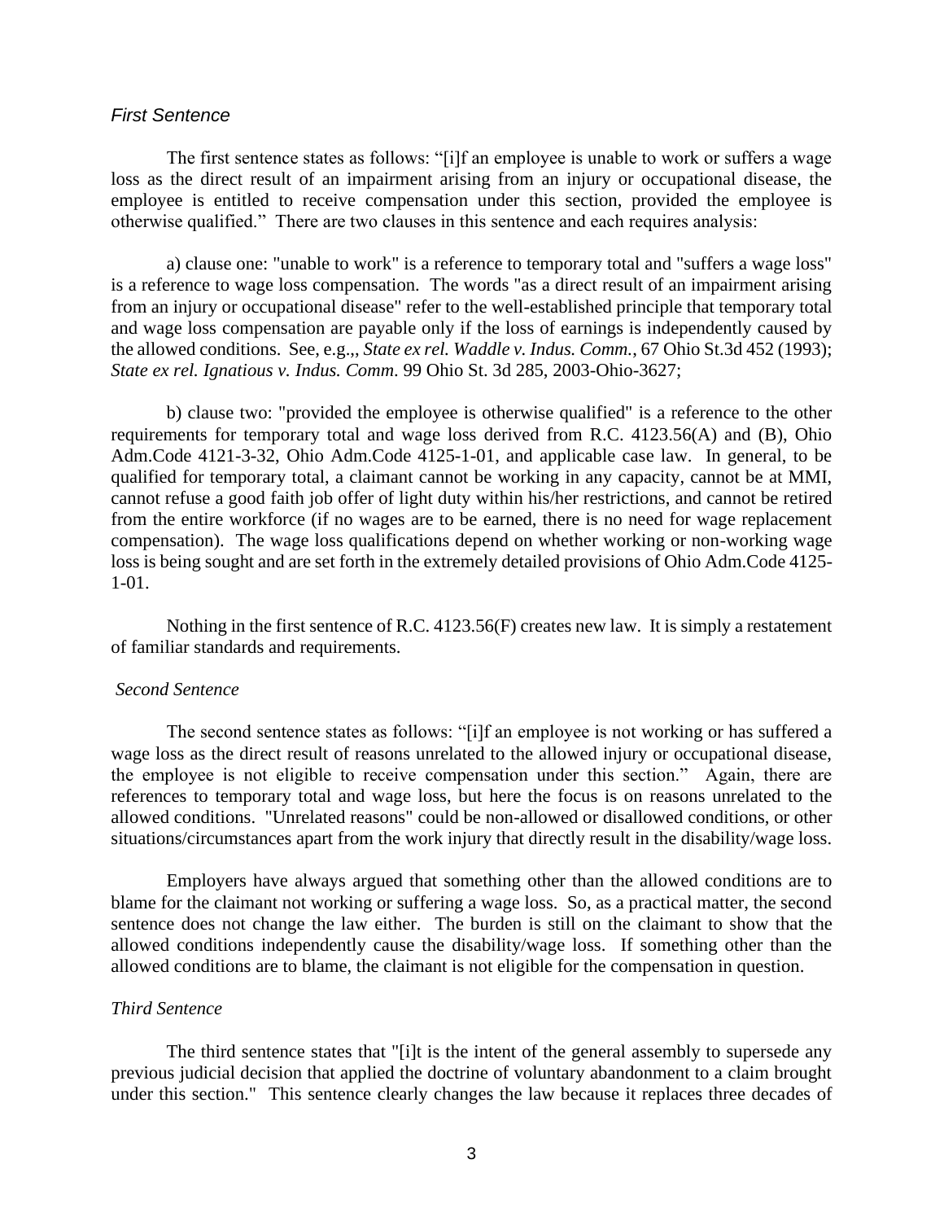### *First Sentence*

The first sentence states as follows: "[i]f an employee is unable to work or suffers a wage loss as the direct result of an impairment arising from an injury or occupational disease, the employee is entitled to receive compensation under this section, provided the employee is otherwise qualified." There are two clauses in this sentence and each requires analysis:

a) clause one: "unable to work" is a reference to temporary total and "suffers a wage loss" is a reference to wage loss compensation. The words "as a direct result of an impairment arising from an injury or occupational disease" refer to the well-established principle that temporary total and wage loss compensation are payable only if the loss of earnings is independently caused by the allowed conditions. See, e.g.,, *State ex rel. Waddle v. Indus. Comm.*, 67 Ohio St.3d 452 (1993); *State ex rel. Ignatious v. Indus. Comm*. 99 Ohio St. 3d 285, 2003-Ohio-3627;

b) clause two: "provided the employee is otherwise qualified" is a reference to the other requirements for temporary total and wage loss derived from R.C. 4123.56(A) and (B), Ohio Adm.Code 4121-3-32, Ohio Adm.Code 4125-1-01, and applicable case law. In general, to be qualified for temporary total, a claimant cannot be working in any capacity, cannot be at MMI, cannot refuse a good faith job offer of light duty within his/her restrictions, and cannot be retired from the entire workforce (if no wages are to be earned, there is no need for wage replacement compensation). The wage loss qualifications depend on whether working or non-working wage loss is being sought and are set forth in the extremely detailed provisions of Ohio Adm.Code 4125-1-01.

Nothing in the first sentence of R.C. 4123.56(F) creates new law. It is simply a restatement of familiar standards and requirements.

### *Second Sentence*

The second sentence states as follows: "[i]f an employee is not working or has suffered a wage loss as the direct result of reasons unrelated to the allowed injury or occupational disease, the employee is not eligible to receive compensation under this section." Again, there are references to temporary total and wage loss, but here the focus is on reasons unrelated to the allowed conditions. "Unrelated reasons" could be non-allowed or disallowed conditions, or other situations/circumstances apart from the work injury that directly result in the disability/wage loss.

Employers have always argued that something other than the allowed conditions are to blame for the claimant not working or suffering a wage loss. So, as a practical matter, the second sentence does not change the law either. The burden is still on the claimant to show that the allowed conditions independently cause the disability/wage loss. If something other than the allowed conditions are to blame, the claimant is not eligible for the compensation in question.

### *Third Sentence*

The third sentence states that "[i]t is the intent of the general assembly to supersede any previous judicial decision that applied the doctrine of voluntary abandonment to a claim brought under this section." This sentence clearly changes the law because it replaces three decades of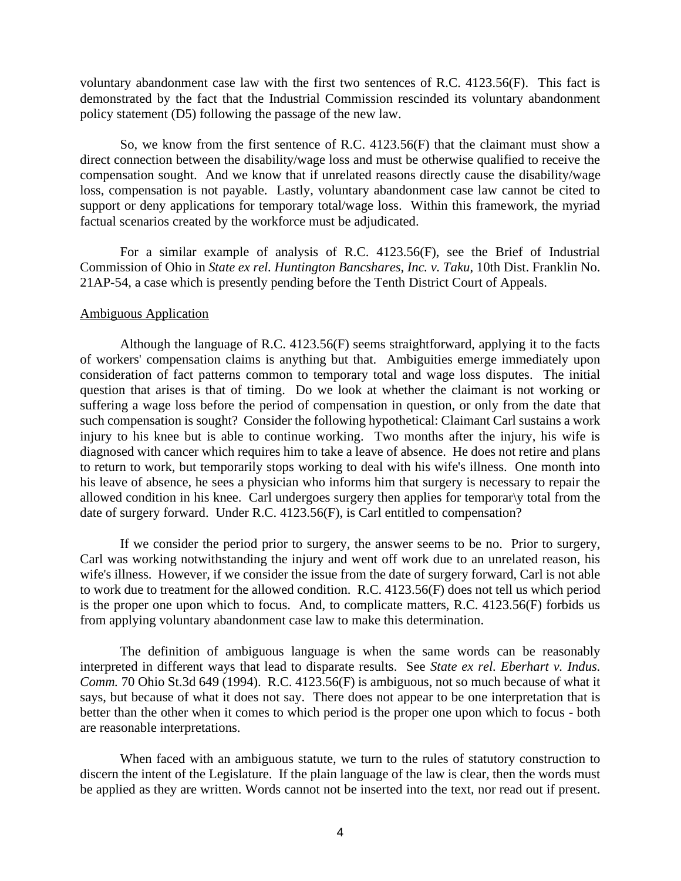voluntary abandonment case law with the first two sentences of R.C. 4123.56(F). This fact is demonstrated by the fact that the Industrial Commission rescinded its voluntary abandonment policy statement (D5) following the passage of the new law.

So, we know from the first sentence of R.C. 4123.56(F) that the claimant must show a direct connection between the disability/wage loss and must be otherwise qualified to receive the compensation sought. And we know that if unrelated reasons directly cause the disability/wage loss, compensation is not payable. Lastly, voluntary abandonment case law cannot be cited to support or deny applications for temporary total/wage loss. Within this framework, the myriad factual scenarios created by the workforce must be adjudicated.

For a similar example of analysis of R.C. 4123.56(F), see the Brief of Industrial Commission of Ohio in *State ex rel. Huntington Bancshares, Inc. v. Taku*, 10th Dist. Franklin No. 21AP-54, a case which is presently pending before the Tenth District Court of Appeals.

<u>Ambiguous Application</u>

Although the language of R.C. 4123.56(F) seems straightforward, applying it to the facts of workers' compensation claims is anything but that. Ambiguities emerge immediately upon consideration of fact patterns common to temporary total and wage loss disputes. The initial question that arises is that of timing. Do we look at whether the claimant is not working or suffering a wage loss before the period of compensation in question, or only from the date that such compensation is sought? Consider the following hypothetical: Claimant Carl sustains a work injury to his knee but is able to continue working. Two months after the injury, his wife is diagnosed with cancer which requires him to take a leave of absence. He does not retire and plans to return to work, but temporarily stops working to deal with his wife's illness. One month into his leave of absence, he sees a physician who informs him that surgery is necessary to repair the allowed condition in his knee. Carl undergoes surgery then applies for temporar\y total from the date of surgery forward. Under R.C. 4123.56(F), is Carl entitled to compensation?

If we consider the period prior to surgery, the answer seems to be no. Prior to surgery, Carl was working notwithstanding the injury and went off work due to an unrelated reason, his wife's illness. However, if we consider the issue from the date of surgery forward, Carl is not able to work due to treatment for the allowed condition. R.C. 4123.56(F) does not tell us which period is the proper one upon which to focus. And, to complicate matters, R.C. 4123.56(F) forbids us from applying voluntary abandonment case law to make this determination.

The definition of ambiguous language is when the same words can be reasonably interpreted in different ways that lead to disparate results. See *State ex rel. Eberhart v. Indus. Comm.* 70 Ohio St.3d 649 (1994). R.C. 4123.56(F) is ambiguous, not so much because of what it says, but because of what it does not say. There does not appear to be one interpretation that is better than the other when it comes to which period is the proper one upon which to focus - both are reasonable interpretations.

When faced with an ambiguous statute, we turn to the rules of statutory construction to discern the intent of the Legislature. If the plain language of the law is clear, then the words must be applied as they are written. Words cannot not be inserted into the text, nor read out if present.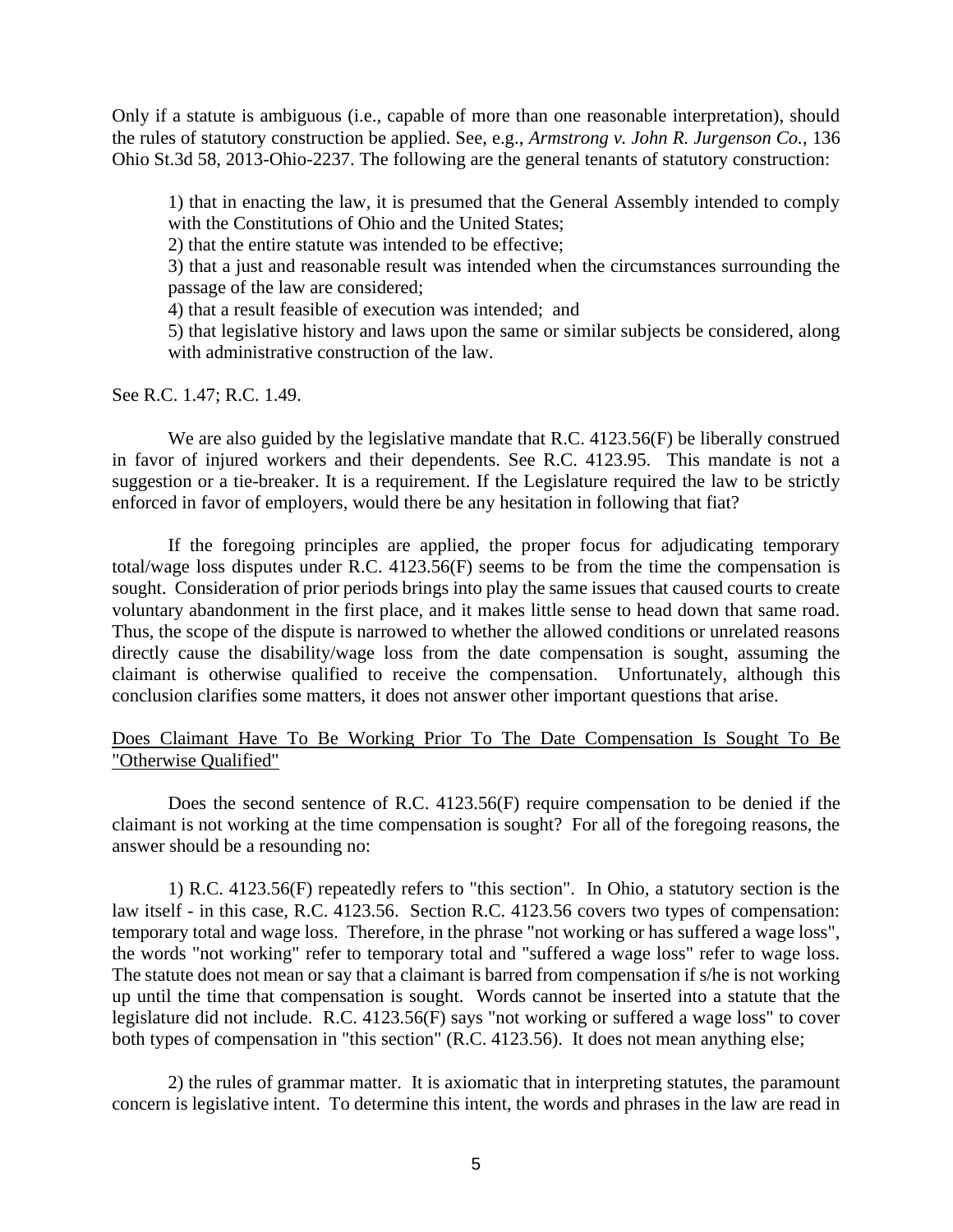Only if a statute is ambiguous (i.e., capable of more than one reasonable interpretation), should the rules of statutory construction be applied. See, e.g., *Armstrong v. John R. Jurgenson Co.*, 136 Ohio St.3d 58, 2013-Ohio-2237. The following are the general tenants of statutory construction:

> 1) that in enacting the law, it is presumed that the General Assembly intended to comply with the Constitutions of Ohio and the United States;
> 2) that the entire statute was intended to be effective;
> 3) that a just and reasonable result was intended when the circumstances surrounding the passage of the law are considered;
> 4) that a result feasible of execution was intended; and
> 5) that legislative history and laws upon the same or similar subjects be considered, along with administrative construction of the law.

See R.C. 1.47; R.C. 1.49.

We are also guided by the legislative mandate that R.C. 4123.56(F) be liberally construed in favor of injured workers and their dependents. See R.C. 4123.95. This mandate is not a suggestion or a tie-breaker. It is a requirement. If the Legislature required the law to be strictly enforced in favor of employers, would there be any hesitation in following that fiat?

If the foregoing principles are applied, the proper focus for adjudicating temporary total/wage loss disputes under R.C. 4123.56(F) seems to be from the time the compensation is sought. Consideration of prior periods brings into play the same issues that caused courts to create voluntary abandonment in the first place, and it makes little sense to head down that same road. Thus, the scope of the dispute is narrowed to whether the allowed conditions or unrelated reasons directly cause the disability/wage loss from the date compensation is sought, assuming the claimant is otherwise qualified to receive the compensation. Unfortunately, although this conclusion clarifies some matters, it does not answer other important questions that arise.

<u>Does Claimant Have To Be Working Prior To The Date Compensation Is Sought To Be "Otherwise Qualified"</u>

Does the second sentence of R.C. 4123.56(F) require compensation to be denied if the claimant is not working at the time compensation is sought? For all of the foregoing reasons, the answer should be a resounding no:

1) R.C. 4123.56(F) repeatedly refers to "this section". In Ohio, a statutory section is the law itself - in this case, R.C. 4123.56. Section R.C. 4123.56 covers two types of compensation: temporary total and wage loss. Therefore, in the phrase "not working or has suffered a wage loss", the words "not working" refer to temporary total and "suffered a wage loss" refer to wage loss. The statute does not mean or say that a claimant is barred from compensation if s/he is not working up until the time that compensation is sought. Words cannot be inserted into a statute that the legislature did not include. R.C. 4123.56(F) says "not working or suffered a wage loss" to cover both types of compensation in "this section" (R.C. 4123.56). It does not mean anything else;

2) the rules of grammar matter. It is axiomatic that in interpreting statutes, the paramount concern is legislative intent. To determine this intent, the words and phrases in the law are read in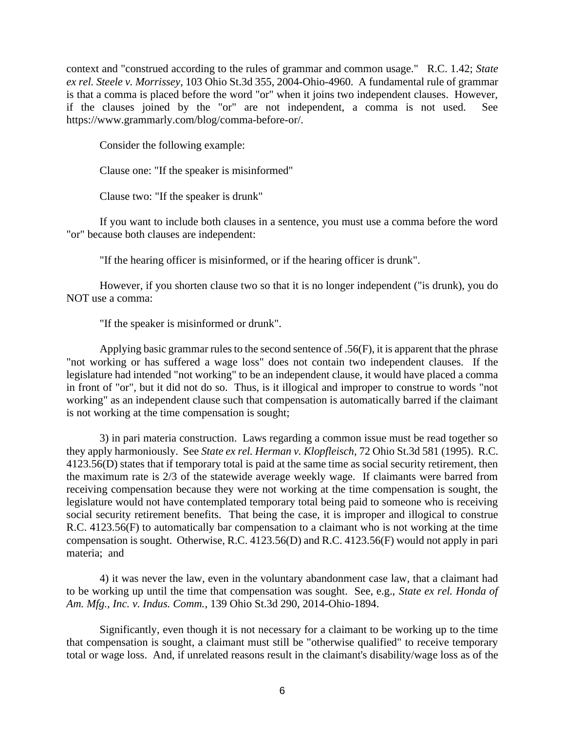context and "construed according to the rules of grammar and common usage." R.C. 1.42; *State ex rel. Steele v. Morrissey*, 103 Ohio St.3d 355, 2004-Ohio-4960. A fundamental rule of grammar is that a comma is placed before the word "or" when it joins two independent clauses. However, if the clauses joined by the "or" are not independent, a comma is not used. See https://www.grammarly.com/blog/comma-before-or/.

Consider the following example:

Clause one: "If the speaker is misinformed"

Clause two: "If the speaker is drunk"

If you want to include both clauses in a sentence, you must use a comma before the word "or" because both clauses are independent:

"If the hearing officer is misinformed, or if the hearing officer is drunk".

However, if you shorten clause two so that it is no longer independent ("is drunk), you do NOT use a comma:

"If the speaker is misinformed or drunk".

Applying basic grammar rules to the second sentence of .56(F), it is apparent that the phrase "not working or has suffered a wage loss" does not contain two independent clauses. If the legislature had intended "not working" to be an independent clause, it would have placed a comma in front of "or", but it did not do so. Thus, is it illogical and improper to construe to words "not working" as an independent clause such that compensation is automatically barred if the claimant is not working at the time compensation is sought;

3) in pari materia construction. Laws regarding a common issue must be read together so they apply harmoniously. See *State ex rel. Herman v. Klopfleisch*, 72 Ohio St.3d 581 (1995). R.C. 4123.56(D) states that if temporary total is paid at the same time as social security retirement, then the maximum rate is 2/3 of the statewide average weekly wage. If claimants were barred from receiving compensation because they were not working at the time compensation is sought, the legislature would not have contemplated temporary total being paid to someone who is receiving social security retirement benefits. That being the case, it is improper and illogical to construe R.C. 4123.56(F) to automatically bar compensation to a claimant who is not working at the time compensation is sought. Otherwise, R.C. 4123.56(D) and R.C. 4123.56(F) would not apply in pari materia; and

4) it was never the law, even in the voluntary abandonment case law, that a claimant had to be working up until the time that compensation was sought. See, e.g., *State ex rel. Honda of Am. Mfg., Inc. v. Indus. Comm.*, 139 Ohio St.3d 290, 2014-Ohio-1894.

Significantly, even though it is not necessary for a claimant to be working up to the time that compensation is sought, a claimant must still be "otherwise qualified" to receive temporary total or wage loss. And, if unrelated reasons result in the claimant's disability/wage loss as of the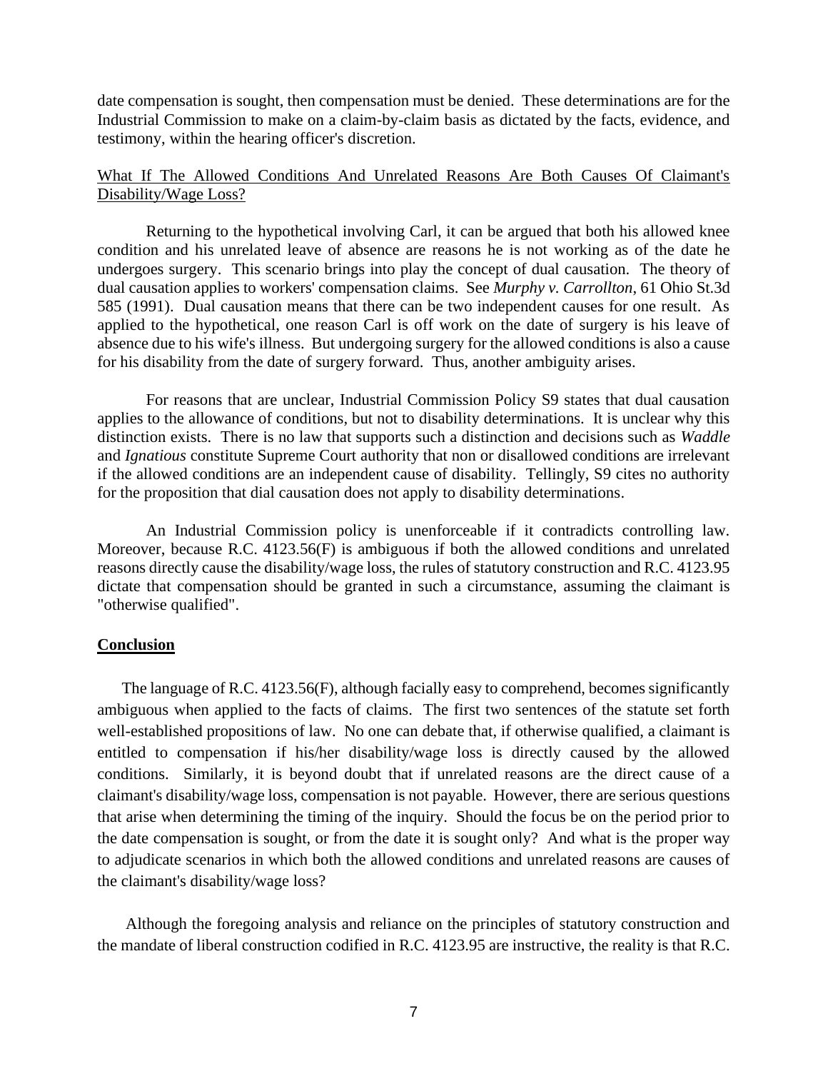date compensation is sought, then compensation must be denied. These determinations are for the Industrial Commission to make on a claim-by-claim basis as dictated by the facts, evidence, and testimony, within the hearing officer's discretion.

<u>What If The Allowed Conditions And Unrelated Reasons Are Both Causes Of Claimant's Disability/Wage Loss?</u>

Returning to the hypothetical involving Carl, it can be argued that both his allowed knee condition and his unrelated leave of absence are reasons he is not working as of the date he undergoes surgery. This scenario brings into play the concept of dual causation. The theory of dual causation applies to workers' compensation claims. See *Murphy v. Carrollton*, 61 Ohio St.3d 585 (1991). Dual causation means that there can be two independent causes for one result. As applied to the hypothetical, one reason Carl is off work on the date of surgery is his leave of absence due to his wife's illness. But undergoing surgery for the allowed conditions is also a cause for his disability from the date of surgery forward. Thus, another ambiguity arises.

For reasons that are unclear, Industrial Commission Policy S9 states that dual causation applies to the allowance of conditions, but not to disability determinations. It is unclear why this distinction exists. There is no law that supports such a distinction and decisions such as *Waddle* and *Ignatious* constitute Supreme Court authority that non or disallowed conditions are irrelevant if the allowed conditions are an independent cause of disability. Tellingly, S9 cites no authority for the proposition that dial causation does not apply to disability determinations.

An Industrial Commission policy is unenforceable if it contradicts controlling law. Moreover, because R.C. 4123.56(F) is ambiguous if both the allowed conditions and unrelated reasons directly cause the disability/wage loss, the rules of statutory construction and R.C. 4123.95 dictate that compensation should be granted in such a circumstance, assuming the claimant is "otherwise qualified".

**<u>Conclusion</u>**

The language of R.C. 4123.56(F), although facially easy to comprehend, becomes significantly ambiguous when applied to the facts of claims. The first two sentences of the statute set forth well-established propositions of law. No one can debate that, if otherwise qualified, a claimant is entitled to compensation if his/her disability/wage loss is directly caused by the allowed conditions. Similarly, it is beyond doubt that if unrelated reasons are the direct cause of a claimant's disability/wage loss, compensation is not payable. However, there are serious questions that arise when determining the timing of the inquiry. Should the focus be on the period prior to the date compensation is sought, or from the date it is sought only? And what is the proper way to adjudicate scenarios in which both the allowed conditions and unrelated reasons are causes of the claimant's disability/wage loss?

Although the foregoing analysis and reliance on the principles of statutory construction and the mandate of liberal construction codified in R.C. 4123.95 are instructive, the reality is that R.C.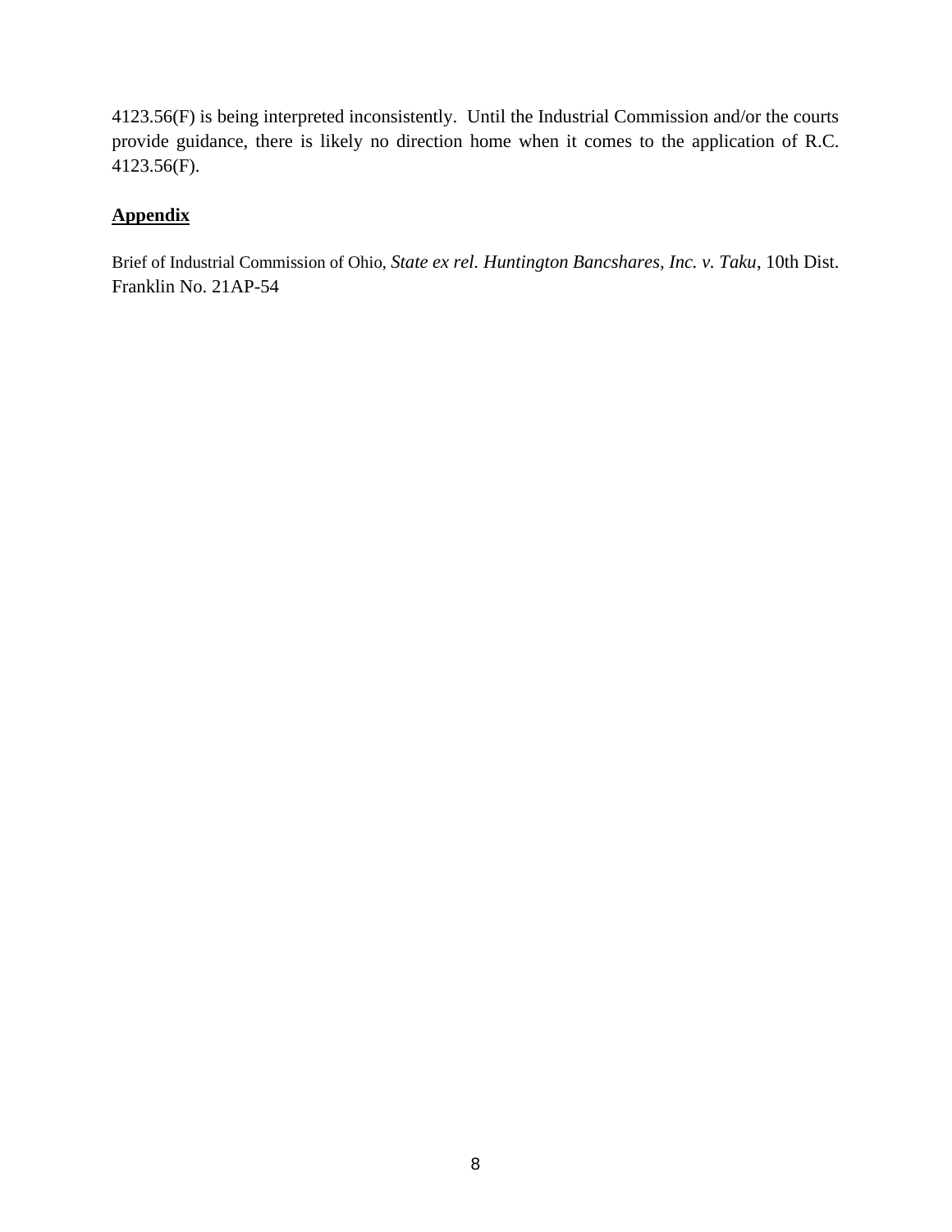4123.56(F) is being interpreted inconsistently. Until the Industrial Commission and/or the courts provide guidance, there is likely no direction home when it comes to the application of R.C. 4123.56(F).

## **Appendix**

Brief of Industrial Commission of Ohio, *State ex rel. Huntington Bancshares, Inc. v. Taku*, 10th Dist. Franklin No. 21AP-54